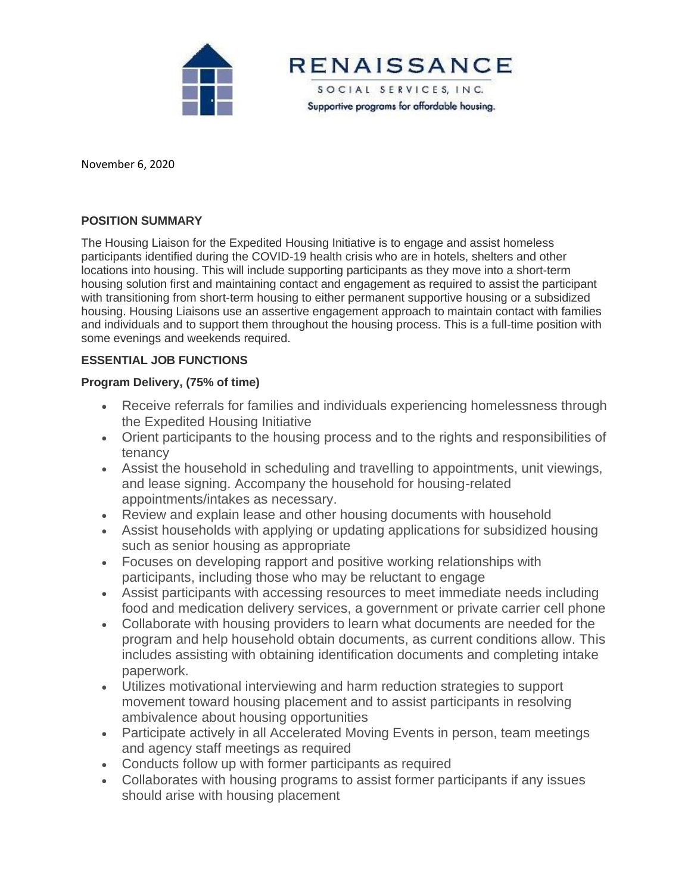RENAISSANCE

SOCIAL SERVICES, INC.

Supportive programs for affordable housing.

November 6, 2020

**POSITION SUMMARY**

The Housing Liaison for the Expedited Housing Initiative is to engage and assist homeless participants identified during the COVID-19 health crisis who are in hotels, shelters and other locations into housing. This will include supporting participants as they move into a short-term housing solution first and maintaining contact and engagement as required to assist the participant with transitioning from short-term housing to either permanent supportive housing or a subsidized housing. Housing Liaisons use an assertive engagement approach to maintain contact with families and individuals and to support them throughout the housing process. This is a full-time position with some evenings and weekends required.

**ESSENTIAL JOB FUNCTIONS**

**Program Delivery, (75% of time)**

- Receive referrals for families and individuals experiencing homelessness through the Expedited Housing Initiative
- Orient participants to the housing process and to the rights and responsibilities of tenancy
- Assist the household in scheduling and travelling to appointments, unit viewings, and lease signing. Accompany the household for housing-related appointments/intakes as necessary.
- Review and explain lease and other housing documents with household
- Assist households with applying or updating applications for subsidized housing such as senior housing as appropriate
- Focuses on developing rapport and positive working relationships with participants, including those who may be reluctant to engage
- Assist participants with accessing resources to meet immediate needs including food and medication delivery services, a government or private carrier cell phone
- Collaborate with housing providers to learn what documents are needed for the program and help household obtain documents, as current conditions allow. This includes assisting with obtaining identification documents and completing intake paperwork.
- Utilizes motivational interviewing and harm reduction strategies to support movement toward housing placement and to assist participants in resolving ambivalence about housing opportunities
- Participate actively in all Accelerated Moving Events in person, team meetings and agency staff meetings as required
- Conducts follow up with former participants as required
- Collaborates with housing programs to assist former participants if any issues should arise with housing placement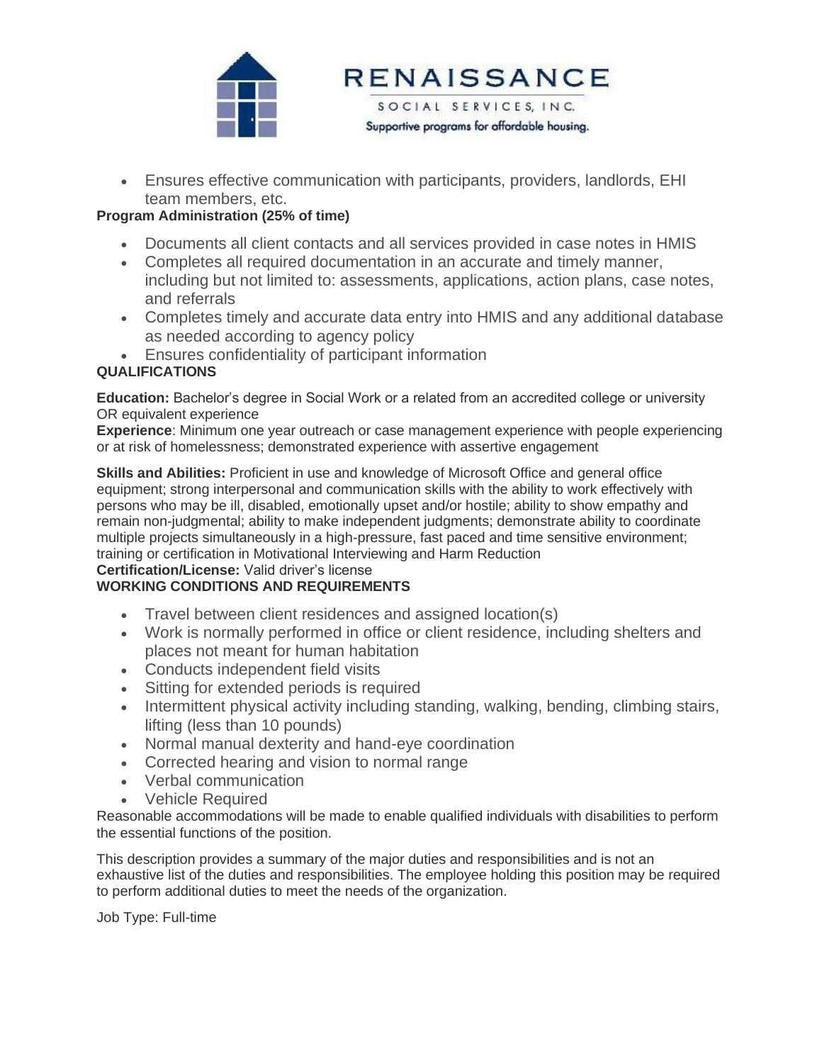- Ensures effective communication with participants, providers, landlords, EHI team members, etc.

**Program Administration (25% of time)**

- Documents all client contacts and all services provided in case notes in HMIS
- Completes all required documentation in an accurate and timely manner, including but not limited to: assessments, applications, action plans, case notes, and referrals
- Completes timely and accurate data entry into HMIS and any additional database as needed according to agency policy
- Ensures confidentiality of participant information

**QUALIFICATIONS**

**Education:** Bachelor's degree in Social Work or a related from an accredited college or university OR equivalent experience

**Experience**: Minimum one year outreach or case management experience with people experiencing or at risk of homelessness; demonstrated experience with assertive engagement

**Skills and Abilities:** Proficient in use and knowledge of Microsoft Office and general office equipment; strong interpersonal and communication skills with the ability to work effectively with persons who may be ill, disabled, emotionally upset and/or hostile; ability to show empathy and remain non-judgmental; ability to make independent judgments; demonstrate ability to coordinate multiple projects simultaneously in a high-pressure, fast paced and time sensitive environment; training or certification in Motivational Interviewing and Harm Reduction

**Certification/License:** Valid driver's license

**WORKING CONDITIONS AND REQUIREMENTS**

- Travel between client residences and assigned location(s)
- Work is normally performed in office or client residence, including shelters and places not meant for human habitation
- Conducts independent field visits
- Sitting for extended periods is required
- Intermittent physical activity including standing, walking, bending, climbing stairs, lifting (less than 10 pounds)
- Normal manual dexterity and hand-eye coordination
- Corrected hearing and vision to normal range
- Verbal communication
- Vehicle Required

Reasonable accommodations will be made to enable qualified individuals with disabilities to perform the essential functions of the position.

This description provides a summary of the major duties and responsibilities and is not an exhaustive list of the duties and responsibilities. The employee holding this position may be required to perform additional duties to meet the needs of the organization.

Job Type: Full-time